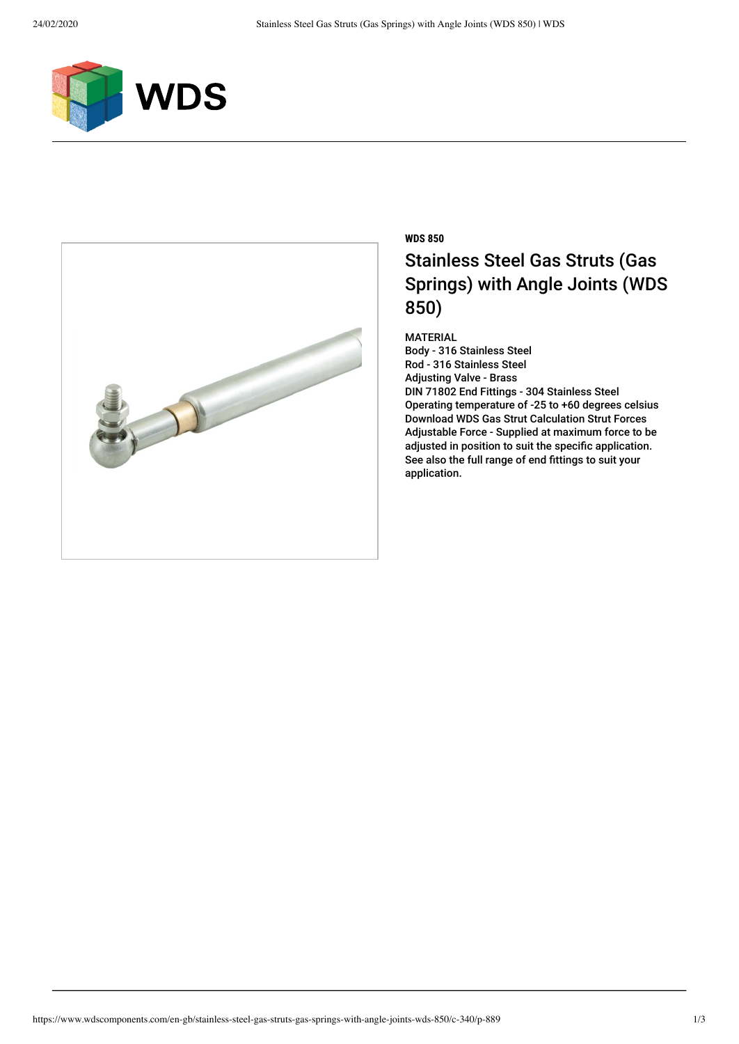**WDS 850**

# Stainless Steel Gas Struts (Gas Springs) with Angle Joints (WDS 850)

MATERIAL
Body - 316 Stainless Steel
Rod - 316 Stainless Steel
Adjusting Valve - Brass
DIN 71802 End Fittings - 304 Stainless Steel
Operating temperature of -25 to +60 degrees celsius
Download WDS Gas Strut Calculation Strut Forces
Adjustable Force - Supplied at maximum force to be adjusted in position to suit the specific application.
See also the full range of end fittings to suit your application.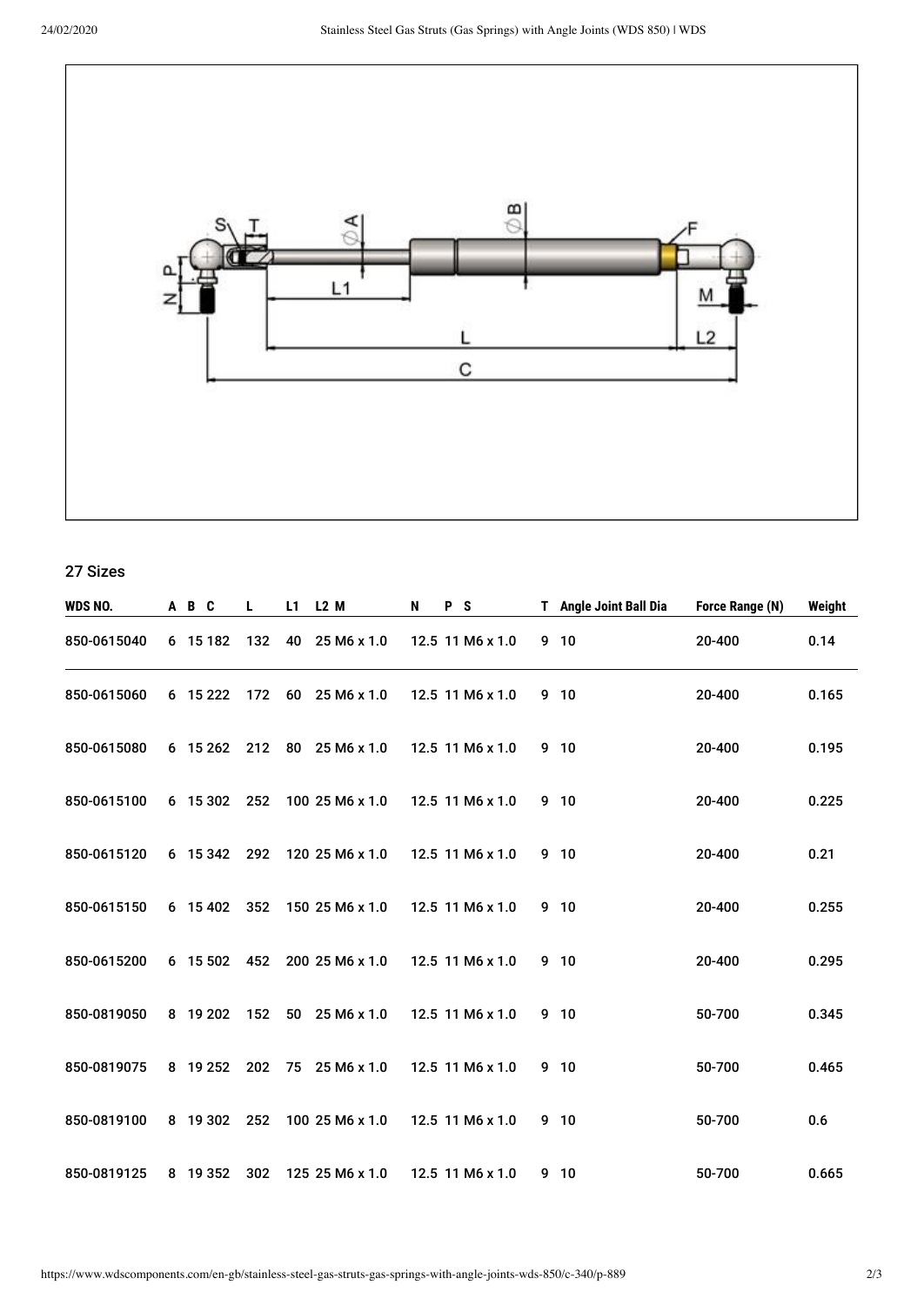27 Sizes

| WDS NO. | A | B | C | L | L1 | L2 | M | N | P | S | T | Angle Joint Ball Dia | Force Range (N) | Weight |
|---|---|---|---|---|---|---|---|---|---|---|---|---|---|---|
| 850-0615040 | 6 | 15 | 182 | 132 | 40 | 25 | M6 x 1.0 | 12.5 | 11 | M6 x 1.0 | 9 | 10 | 20-400 | 0.14 |
| 850-0615060 | 6 | 15 | 222 | 172 | 60 | 25 | M6 x 1.0 | 12.5 | 11 | M6 x 1.0 | 9 | 10 | 20-400 | 0.165 |
| 850-0615080 | 6 | 15 | 262 | 212 | 80 | 25 | M6 x 1.0 | 12.5 | 11 | M6 x 1.0 | 9 | 10 | 20-400 | 0.195 |
| 850-0615100 | 6 | 15 | 302 | 252 | 100 | 25 | M6 x 1.0 | 12.5 | 11 | M6 x 1.0 | 9 | 10 | 20-400 | 0.225 |
| 850-0615120 | 6 | 15 | 342 | 292 | 120 | 25 | M6 x 1.0 | 12.5 | 11 | M6 x 1.0 | 9 | 10 | 20-400 | 0.21 |
| 850-0615150 | 6 | 15 | 402 | 352 | 150 | 25 | M6 x 1.0 | 12.5 | 11 | M6 x 1.0 | 9 | 10 | 20-400 | 0.255 |
| 850-0615200 | 6 | 15 | 502 | 452 | 200 | 25 | M6 x 1.0 | 12.5 | 11 | M6 x 1.0 | 9 | 10 | 20-400 | 0.295 |
| 850-0819050 | 8 | 19 | 202 | 152 | 50 | 25 | M6 x 1.0 | 12.5 | 11 | M6 x 1.0 | 9 | 10 | 50-700 | 0.345 |
| 850-0819075 | 8 | 19 | 252 | 202 | 75 | 25 | M6 x 1.0 | 12.5 | 11 | M6 x 1.0 | 9 | 10 | 50-700 | 0.465 |
| 850-0819100 | 8 | 19 | 302 | 252 | 100 | 25 | M6 x 1.0 | 12.5 | 11 | M6 x 1.0 | 9 | 10 | 50-700 | 0.6 |
| 850-0819125 | 8 | 19 | 352 | 302 | 125 | 25 | M6 x 1.0 | 12.5 | 11 | M6 x 1.0 | 9 | 10 | 50-700 | 0.665 |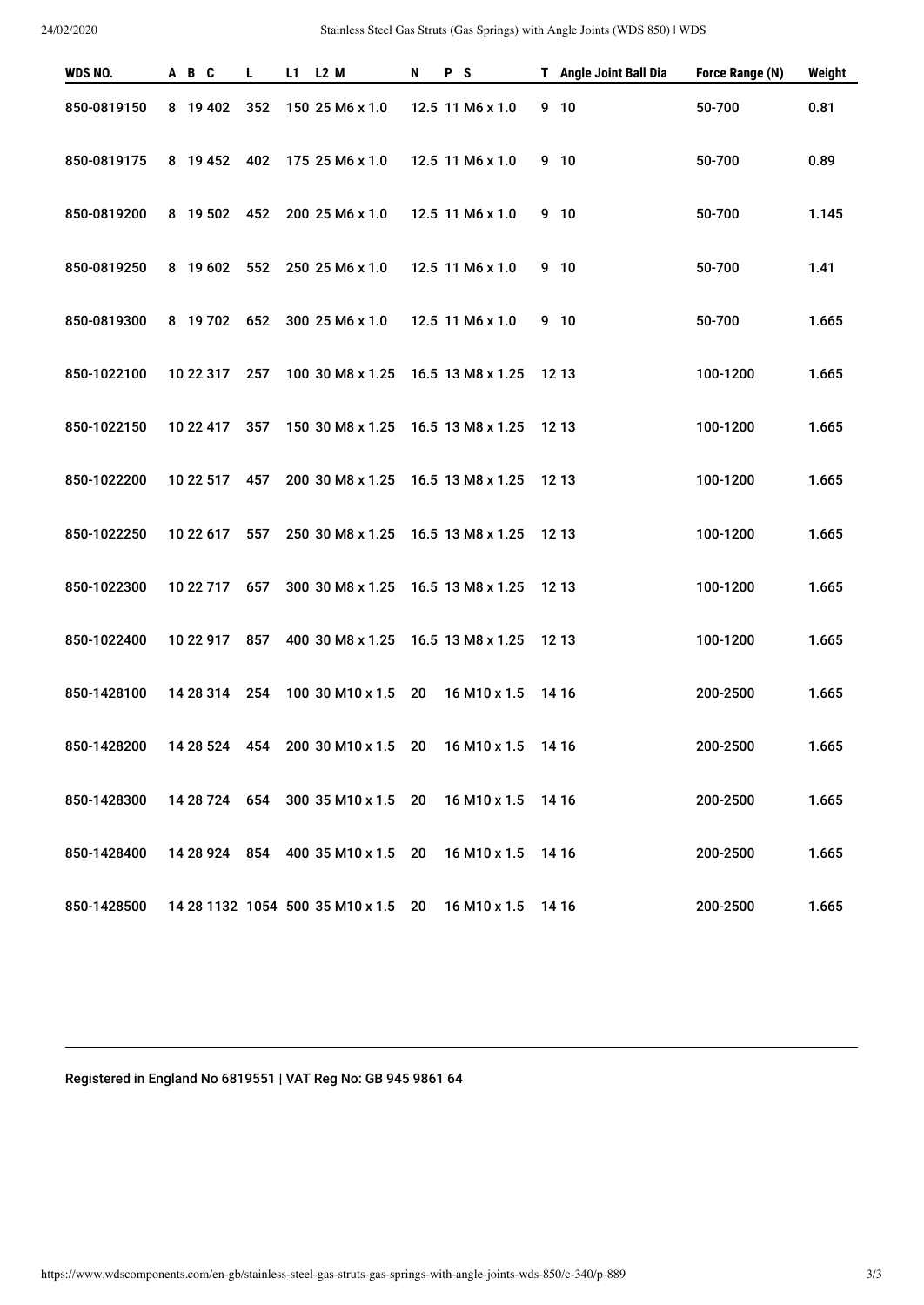| WDS NO. | A | B | C | L | L1 | L2 | M | N | P | S | T | Angle Joint Ball Dia | Force Range (N) | Weight |
|---|---|---|---|---|---|---|---|---|---|---|---|---|---|---|
| 850-0819150 | 8 | 19 | 402 | 352 | 150 | 25 | M6 x 1.0 | 12.5 | 11 | M6 x 1.0 | 9 | 10 | 50-700 | 0.81 |
| 850-0819175 | 8 | 19 | 452 | 402 | 175 | 25 | M6 x 1.0 | 12.5 | 11 | M6 x 1.0 | 9 | 10 | 50-700 | 0.89 |
| 850-0819200 | 8 | 19 | 502 | 452 | 200 | 25 | M6 x 1.0 | 12.5 | 11 | M6 x 1.0 | 9 | 10 | 50-700 | 1.145 |
| 850-0819250 | 8 | 19 | 602 | 552 | 250 | 25 | M6 x 1.0 | 12.5 | 11 | M6 x 1.0 | 9 | 10 | 50-700 | 1.41 |
| 850-0819300 | 8 | 19 | 702 | 652 | 300 | 25 | M6 x 1.0 | 12.5 | 11 | M6 x 1.0 | 9 | 10 | 50-700 | 1.665 |
| 850-1022100 | 10 | 22 | 317 | 257 | 100 | 30 | M8 x 1.25 | 16.5 | 13 | M8 x 1.25 | 12 | 13 | 100-1200 | 1.665 |
| 850-1022150 | 10 | 22 | 417 | 357 | 150 | 30 | M8 x 1.25 | 16.5 | 13 | M8 x 1.25 | 12 | 13 | 100-1200 | 1.665 |
| 850-1022200 | 10 | 22 | 517 | 457 | 200 | 30 | M8 x 1.25 | 16.5 | 13 | M8 x 1.25 | 12 | 13 | 100-1200 | 1.665 |
| 850-1022250 | 10 | 22 | 617 | 557 | 250 | 30 | M8 x 1.25 | 16.5 | 13 | M8 x 1.25 | 12 | 13 | 100-1200 | 1.665 |
| 850-1022300 | 10 | 22 | 717 | 657 | 300 | 30 | M8 x 1.25 | 16.5 | 13 | M8 x 1.25 | 12 | 13 | 100-1200 | 1.665 |
| 850-1022400 | 10 | 22 | 917 | 857 | 400 | 30 | M8 x 1.25 | 16.5 | 13 | M8 x 1.25 | 12 | 13 | 100-1200 | 1.665 |
| 850-1428100 | 14 | 28 | 314 | 254 | 100 | 30 | M10 x 1.5 | 20 | 16 | M10 x 1.5 | 14 | 16 | 200-2500 | 1.665 |
| 850-1428200 | 14 | 28 | 524 | 454 | 200 | 30 | M10 x 1.5 | 20 | 16 | M10 x 1.5 | 14 | 16 | 200-2500 | 1.665 |
| 850-1428300 | 14 | 28 | 724 | 654 | 300 | 35 | M10 x 1.5 | 20 | 16 | M10 x 1.5 | 14 | 16 | 200-2500 | 1.665 |
| 850-1428400 | 14 | 28 | 924 | 854 | 400 | 35 | M10 x 1.5 | 20 | 16 | M10 x 1.5 | 14 | 16 | 200-2500 | 1.665 |
| 850-1428500 | 14 | 28 | 1132 | 1054 | 500 | 35 | M10 x 1.5 | 20 | 16 | M10 x 1.5 | 14 | 16 | 200-2500 | 1.665 |

Registered in England No 6819551 | VAT Reg No: GB 945 9861 64